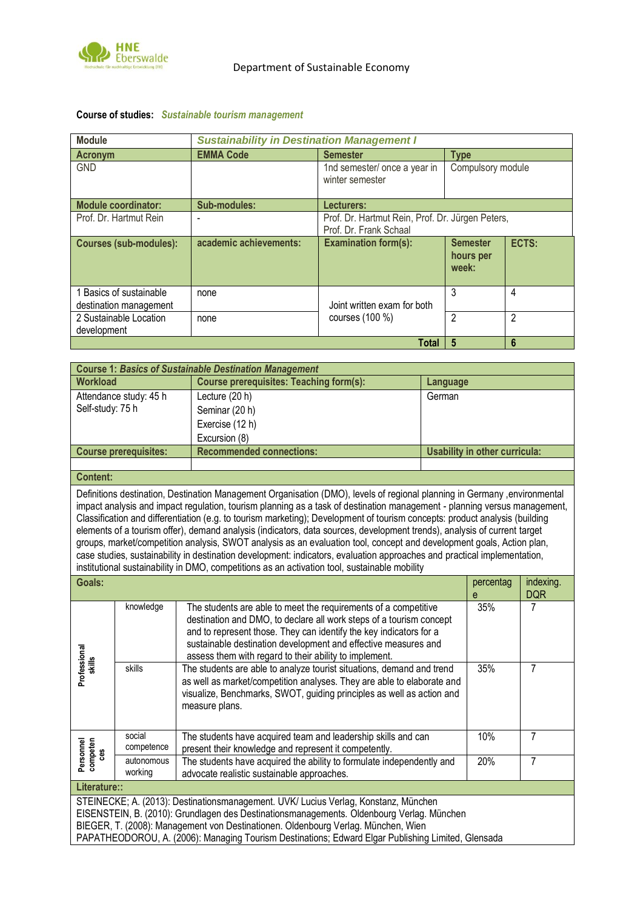Department of Sustainable Economy

**Course of studies:** ***Sustainable tourism management***

| **Module** | ***Sustainability in Destination Management I*** | | | |
|---|---|---|---|---|
| **Acronym** | **EMMA Code** | **Semester** | **Type** | |
| GND | | 1nd semester/ once a year in winter semester | Compulsory module | |
| **Module coordinator:** | **Sub-modules:** | **Lecturers:** | | |
| Prof. Dr. Hartmut Rein | - | Prof. Dr. Hartmut Rein, Prof. Dr. Jürgen Peters, Prof. Dr. Frank Schaal | | |
| **Courses (sub-modules):** | **academic achievements:** | **Examination form(s):** | **Semester hours per week:** | **ECTS:** |
| 1 Basics of sustainable destination management | none | Joint written exam for both courses (100 %) | 3 | 4 |
| 2 Sustainable Location development | none | | 2 | 2 |
| | | **Total** | **5** | **6** |

| **Course 1: *Basics of Sustainable Destination Management*** | | |
|---|---|---|
| **Workload** | **Course prerequisites: Teaching form(s):** | **Language** |
| Attendance study: 45 h<br>Self-study: 75 h | Lecture (20 h)<br>Seminar (20 h)<br>Exercise (12 h)<br>Excursion (8) | German |
| **Course prerequisites:** | **Recommended connections:** | **Usability in other curricula:** |
| | | |

**Content:**

Definitions destination, Destination Management Organisation (DMO), levels of regional planning in Germany ,environmental impact analysis and impact regulation, tourism planning as a task of destination management - planning versus management, Classification and differentiation (e.g. to tourism marketing); Development of tourism concepts: product analysis (building elements of a tourism offer), demand analysis (indicators, data sources, development trends), analysis of current target groups, market/competition analysis, SWOT analysis as an evaluation tool, concept and development goals, Action plan, case studies, sustainability in destination development: indicators, evaluation approaches and practical implementation, institutional sustainability in DMO, competitions as an activation tool, sustainable mobility

| **Goals:** | | | percentag e | indexing. DQR |
|---|---|---|---|---|
| Professional skills | knowledge | The students are able to meet the requirements of a competitive destination and DMO, to declare all work steps of a tourism concept and to represent those. They can identify the key indicators for a sustainable destination development and effective measures and assess them with regard to their ability to implement. | 35% | 7 |
| | skills | The students are able to analyze tourist situations, demand and trend as well as market/competition analyses. They are able to elaborate and visualize, Benchmarks, SWOT, guiding principles as well as action and measure plans. | 35% | 7 |
| Personnel competences | social competence | The students have acquired team and leadership skills and can present their knowledge and represent it competently. | 10% | 7 |
| | autonomous working | The students have acquired the ability to formulate independently and advocate realistic sustainable approaches. | 20% | 7 |

**Literature::**

STEINECKE; A. (2013): Destinationsmanagement. UVK/ Lucius Verlag, Konstanz, München
EISENSTEIN, B. (2010): Grundlagen des Destinationsmanagements. Oldenbourg Verlag. München
BIEGER, T. (2008): Management von Destinationen. Oldenbourg Verlag. München, Wien
PAPATHEODOROU, A. (2006): Managing Tourism Destinations; Edward Elgar Publishing Limited, Glensada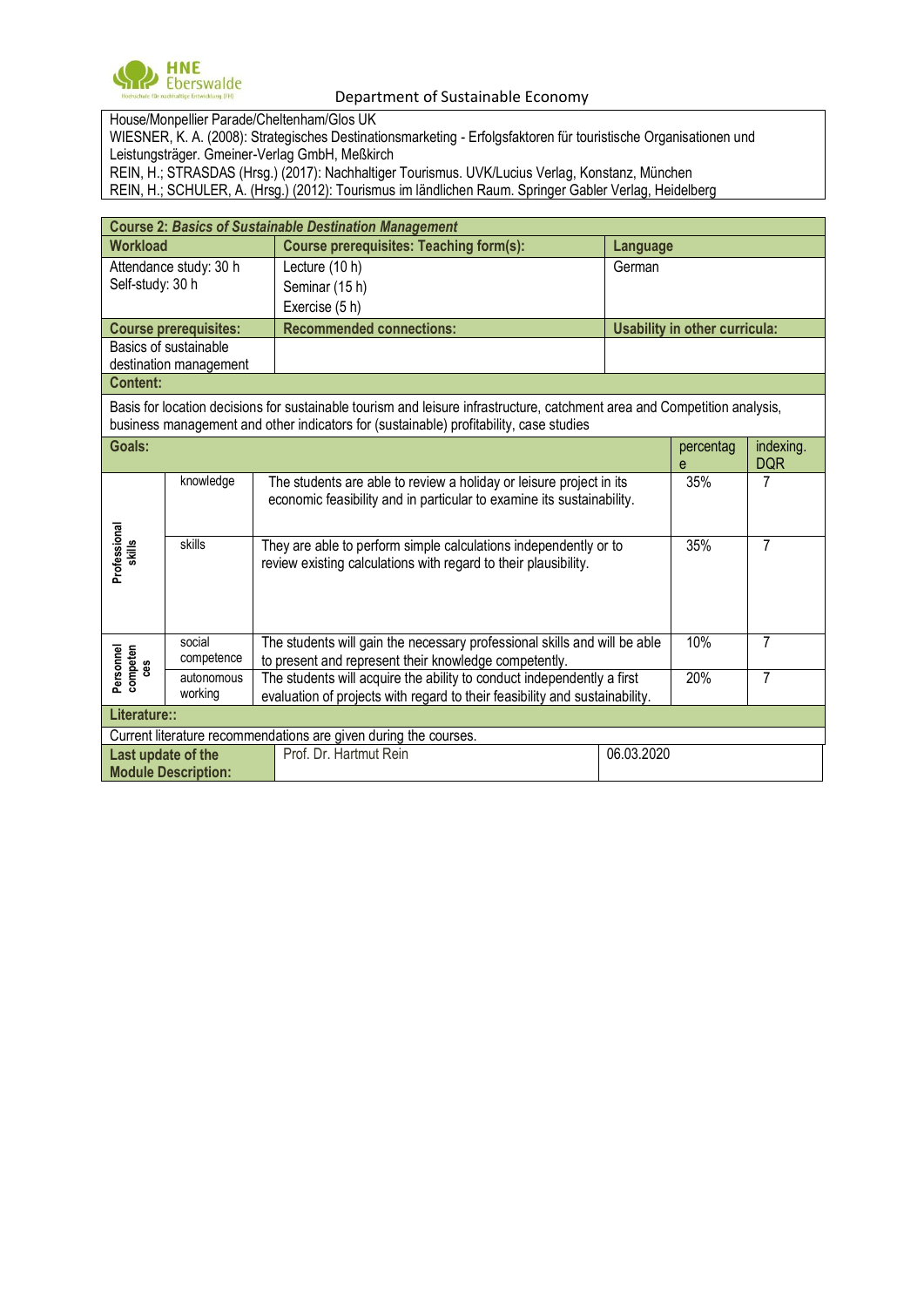| |
|---|
| House/Monpellier Parade/Cheltenham/Glos UK<br>WIESNER, K. A. (2008): Strategisches Destinationsmarketing - Erfolgsfaktoren für touristische Organisationen und Leistungsträger. Gmeiner-Verlag GmbH, Meßkirch<br>REIN, H.; STRASDAS (Hrsg.) (2017): Nachhaltiger Tourismus. UVK/Lucius Verlag, Konstanz, München<br>REIN, H.; SCHULER, A. (Hrsg.) (2012): Tourismus im ländlichen Raum. Springer Gabler Verlag, Heidelberg |

| **Course 2: *Basics of Sustainable Destination Management*** | | | | | |
|---|---|---|---|---|---|
| **Workload** | | **Course prerequisites: Teaching form(s):** | **Language** | | |
| Attendance study: 30 h<br>Self-study: 30 h | | Lecture (10 h)<br>Seminar (15 h)<br>Exercise (5 h) | German | | |
| **Course prerequisites:** | | **Recommended connections:** | **Usability in other curricula:** | | |
| Basics of sustainable destination management | | | | | |
| **Content:** | | | | | |
| Basis for location decisions for sustainable tourism and leisure infrastructure, catchment area and Competition analysis, business management and other indicators for (sustainable) profitability, case studies | | | | | |
| **Goals:** | | | | percentage | indexing. DQR |
| Professional skills | knowledge | The students are able to review a holiday or leisure project in its economic feasibility and in particular to examine its sustainability. | | 35% | 7 |
| | skills | They are able to perform simple calculations independently or to review existing calculations with regard to their plausibility. | | 35% | 7 |
| Personnel competences | social competence | The students will gain the necessary professional skills and will be able to present and represent their knowledge competently. | | 10% | 7 |
| | autonomous working | The students will acquire the ability to conduct independently a first evaluation of projects with regard to their feasibility and sustainability. | | 20% | 7 |
| **Literature::** | | | | | |
| Current literature recommendations are given during the courses. | | | | | |
| **Last update of the Module Description:** | | Prof. Dr. Hartmut Rein | 06.03.2020 | | |